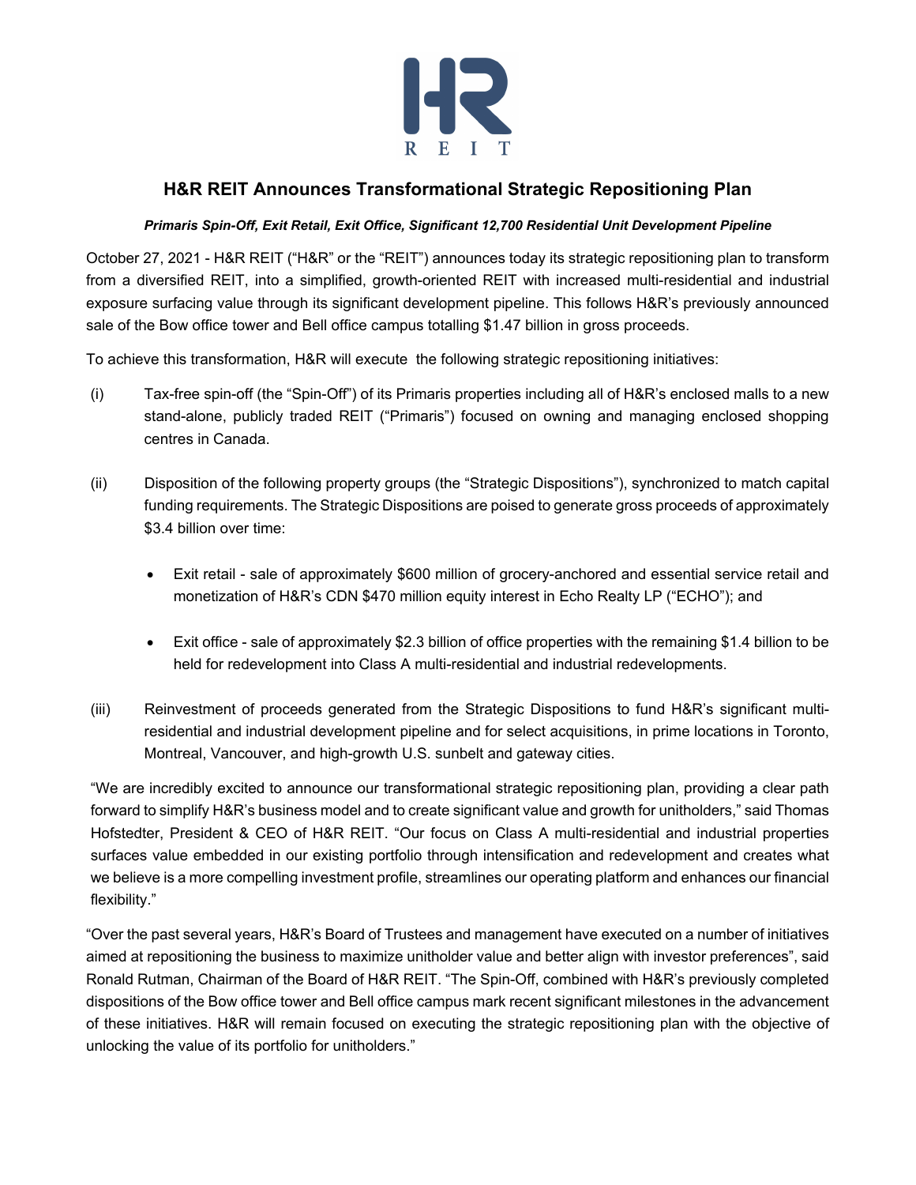# H&R REIT Announces Transformational Strategic Repositioning Plan

***Primaris Spin-Off, Exit Retail, Exit Office, Significant 12,700 Residential Unit Development Pipeline***

October 27, 2021 - H&R REIT ("H&R" or the "REIT") announces today its strategic repositioning plan to transform from a diversified REIT, into a simplified, growth-oriented REIT with increased multi-residential and industrial exposure surfacing value through its significant development pipeline. This follows H&R's previously announced sale of the Bow office tower and Bell office campus totalling $1.47 billion in gross proceeds.

To achieve this transformation, H&R will execute the following strategic repositioning initiatives:

(i) Tax-free spin-off (the "Spin-Off") of its Primaris properties including all of H&R's enclosed malls to a new stand-alone, publicly traded REIT ("Primaris") focused on owning and managing enclosed shopping centres in Canada.

(ii) Disposition of the following property groups (the "Strategic Dispositions"), synchronized to match capital funding requirements. The Strategic Dispositions are poised to generate gross proceeds of approximately $3.4 billion over time:

- Exit retail - sale of approximately $600 million of grocery-anchored and essential service retail and monetization of H&R's CDN $470 million equity interest in Echo Realty LP ("ECHO"); and
- Exit office - sale of approximately $2.3 billion of office properties with the remaining $1.4 billion to be held for redevelopment into Class A multi-residential and industrial redevelopments.

(iii) Reinvestment of proceeds generated from the Strategic Dispositions to fund H&R's significant multi-residential and industrial development pipeline and for select acquisitions, in prime locations in Toronto, Montreal, Vancouver, and high-growth U.S. sunbelt and gateway cities.

"We are incredibly excited to announce our transformational strategic repositioning plan, providing a clear path forward to simplify H&R's business model and to create significant value and growth for unitholders," said Thomas Hofstedter, President & CEO of H&R REIT. "Our focus on Class A multi-residential and industrial properties surfaces value embedded in our existing portfolio through intensification and redevelopment and creates what we believe is a more compelling investment profile, streamlines our operating platform and enhances our financial flexibility."

"Over the past several years, H&R's Board of Trustees and management have executed on a number of initiatives aimed at repositioning the business to maximize unitholder value and better align with investor preferences", said Ronald Rutman, Chairman of the Board of H&R REIT. "The Spin-Off, combined with H&R's previously completed dispositions of the Bow office tower and Bell office campus mark recent significant milestones in the advancement of these initiatives. H&R will remain focused on executing the strategic repositioning plan with the objective of unlocking the value of its portfolio for unitholders."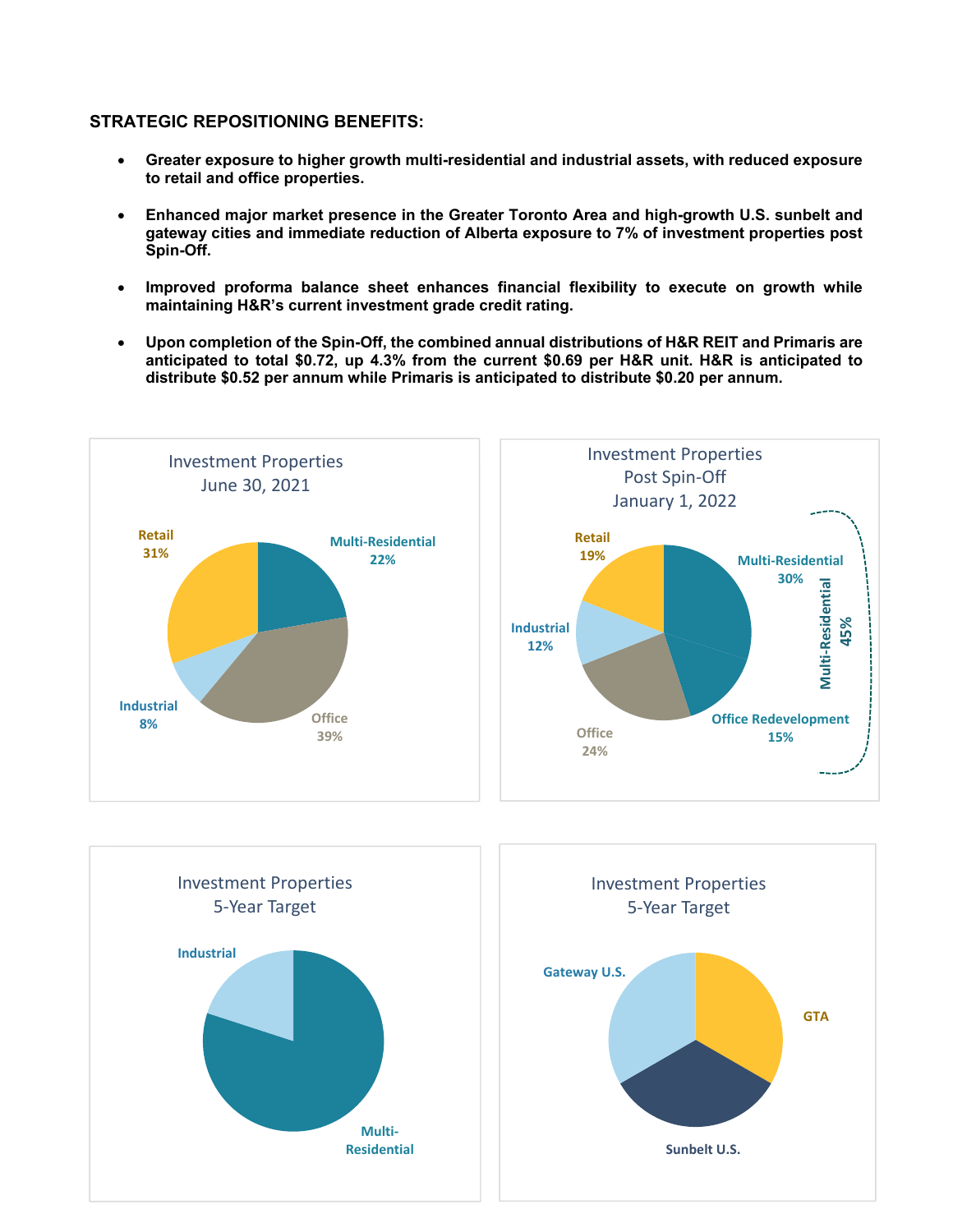**STRATEGIC REPOSITIONING BENEFITS:**

- **Greater exposure to higher growth multi-residential and industrial assets, with reduced exposure to retail and office properties.**
- **Enhanced major market presence in the Greater Toronto Area and high-growth U.S. sunbelt and gateway cities and immediate reduction of Alberta exposure to 7% of investment properties post Spin-Off.**
- **Improved proforma balance sheet enhances financial flexibility to execute on growth while maintaining H&R's current investment grade credit rating.**
- **Upon completion of the Spin-Off, the combined annual distributions of H&R REIT and Primaris are anticipated to total $0.72, up 4.3% from the current $0.69 per H&R unit. H&R is anticipated to distribute $0.52 per annum while Primaris is anticipated to distribute $0.20 per annum.**

Investment Properties
June 30, 2021

| Segment | % |
| --- | --- |
| Multi-Residential | 22% |
| Office | 39% |
| Industrial | 8% |
| Retail | 31% |

Investment Properties
Post Spin-Off
January 1, 2022

| Segment | % |
| --- | --- |
| Multi-Residential | 30% |
| Office Redevelopment | 15% |
| Office | 24% |
| Industrial | 12% |
| Retail | 19% |

Multi-Residential 45%

Investment Properties
5-Year Target

Industrial

Multi-Residential

Investment Properties
5-Year Target

Gateway U.S.

GTA

Sunbelt U.S.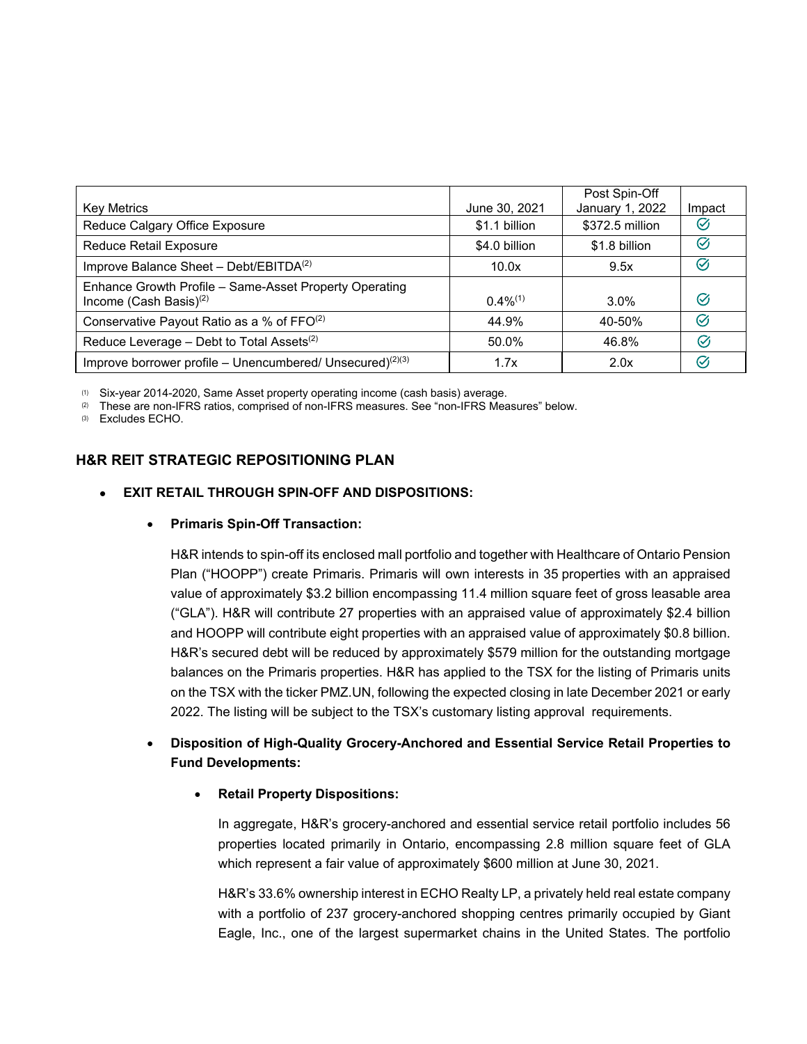| Key Metrics | June 30, 2021 | Post Spin-Off January 1, 2022 | Impact |
|---|---|---|---|
| Reduce Calgary Office Exposure | $1.1 billion | $372.5 million | ✓ |
| Reduce Retail Exposure | $4.0 billion | $1.8 billion | ✓ |
| Improve Balance Sheet – Debt/EBITDA(2) | 10.0x | 9.5x | ✓ |
| Enhance Growth Profile – Same-Asset Property Operating Income (Cash Basis)(2) | 0.4%(1) | 3.0% | ✓ |
| Conservative Payout Ratio as a % of FFO(2) | 44.9% | 40-50% | ✓ |
| Reduce Leverage – Debt to Total Assets(2) | 50.0% | 46.8% | ✓ |
| Improve borrower profile – Unencumbered/ Unsecured)(2)(3) | 1.7x | 2.0x | ✓ |

(1) Six-year 2014-2020, Same Asset property operating income (cash basis) average.
(2) These are non-IFRS ratios, comprised of non-IFRS measures. See "non-IFRS Measures" below.
(3) Excludes ECHO.

## H&R REIT STRATEGIC REPOSITIONING PLAN

- **EXIT RETAIL THROUGH SPIN-OFF AND DISPOSITIONS:**

  - **Primaris Spin-Off Transaction:**

    H&R intends to spin-off its enclosed mall portfolio and together with Healthcare of Ontario Pension Plan ("HOOPP") create Primaris. Primaris will own interests in 35 properties with an appraised value of approximately $3.2 billion encompassing 11.4 million square feet of gross leasable area ("GLA"). H&R will contribute 27 properties with an appraised value of approximately $2.4 billion and HOOPP will contribute eight properties with an appraised value of approximately $0.8 billion. H&R's secured debt will be reduced by approximately $579 million for the outstanding mortgage balances on the Primaris properties. H&R has applied to the TSX for the listing of Primaris units on the TSX with the ticker PMZ.UN, following the expected closing in late December 2021 or early 2022. The listing will be subject to the TSX's customary listing approval requirements.

  - **Disposition of High-Quality Grocery-Anchored and Essential Service Retail Properties to Fund Developments:**

    - **Retail Property Dispositions:**

      In aggregate, H&R's grocery-anchored and essential service retail portfolio includes 56 properties located primarily in Ontario, encompassing 2.8 million square feet of GLA which represent a fair value of approximately $600 million at June 30, 2021.

      H&R's 33.6% ownership interest in ECHO Realty LP, a privately held real estate company with a portfolio of 237 grocery-anchored shopping centres primarily occupied by Giant Eagle, Inc., one of the largest supermarket chains in the United States. The portfolio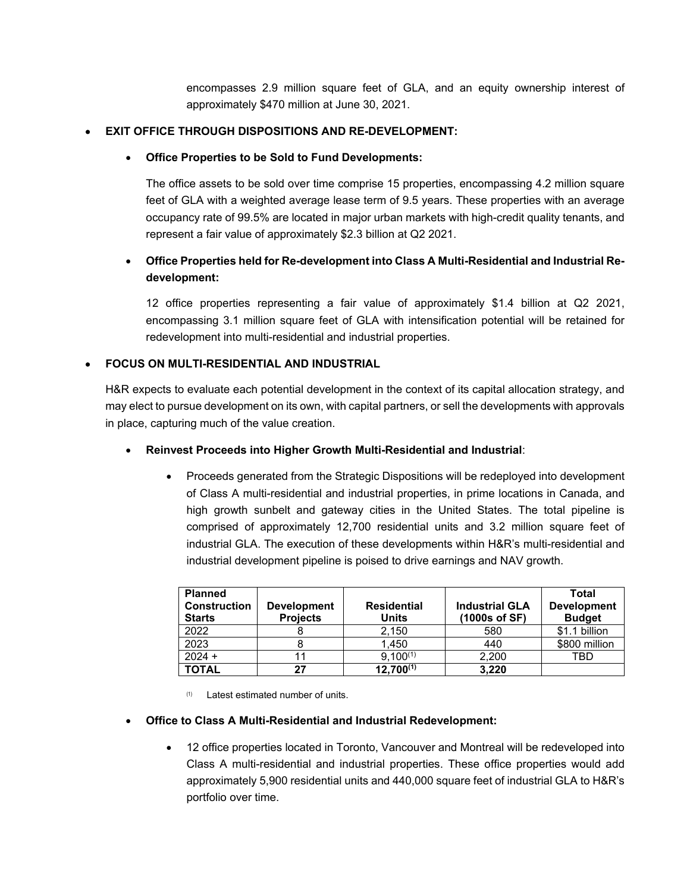encompasses 2.9 million square feet of GLA, and an equity ownership interest of approximately $470 million at June 30, 2021.

- **EXIT OFFICE THROUGH DISPOSITIONS AND RE-DEVELOPMENT:**

  - **Office Properties to be Sold to Fund Developments:**

    The office assets to be sold over time comprise 15 properties, encompassing 4.2 million square feet of GLA with a weighted average lease term of 9.5 years. These properties with an average occupancy rate of 99.5% are located in major urban markets with high-credit quality tenants, and represent a fair value of approximately $2.3 billion at Q2 2021.

  - **Office Properties held for Re-development into Class A Multi-Residential and Industrial Re-development:**

    12 office properties representing a fair value of approximately $1.4 billion at Q2 2021, encompassing 3.1 million square feet of GLA with intensification potential will be retained for redevelopment into multi-residential and industrial properties.

- **FOCUS ON MULTI-RESIDENTIAL AND INDUSTRIAL**

  H&R expects to evaluate each potential development in the context of its capital allocation strategy, and may elect to pursue development on its own, with capital partners, or sell the developments with approvals in place, capturing much of the value creation.

  - **Reinvest Proceeds into Higher Growth Multi-Residential and Industrial**:

    - Proceeds generated from the Strategic Dispositions will be redeployed into development of Class A multi-residential and industrial properties, in prime locations in Canada, and high growth sunbelt and gateway cities in the United States. The total pipeline is comprised of approximately 12,700 residential units and 3.2 million square feet of industrial GLA. The execution of these developments within H&R's multi-residential and industrial development pipeline is poised to drive earnings and NAV growth.

| Planned Construction Starts | Development Projects | Residential Units | Industrial GLA (1000s of SF) | Total Development Budget |
|---|---|---|---|---|
| 2022 | 8 | 2,150 | 580 | $1.1 billion |
| 2023 | 8 | 1,450 | 440 | $800 million |
| 2024 + | 11 | 9,100[(1)] | 2,200 | TBD |
| **TOTAL** | **27** | **12,700[(1)]** | **3,220** | |

(1) Latest estimated number of units.

  - **Office to Class A Multi-Residential and Industrial Redevelopment:**

    - 12 office properties located in Toronto, Vancouver and Montreal will be redeveloped into Class A multi-residential and industrial properties. These office properties would add approximately 5,900 residential units and 440,000 square feet of industrial GLA to H&R's portfolio over time.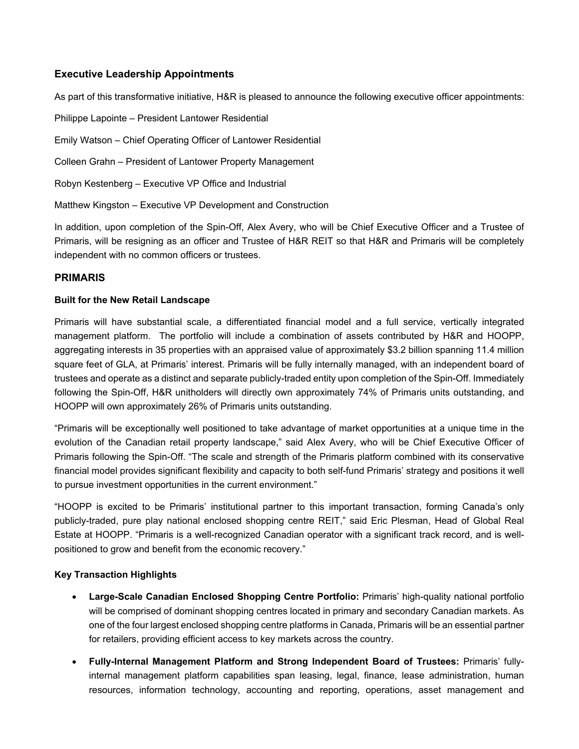### Executive Leadership Appointments

As part of this transformative initiative, H&R is pleased to announce the following executive officer appointments:

Philippe Lapointe – President Lantower Residential

Emily Watson – Chief Operating Officer of Lantower Residential

Colleen Grahn – President of Lantower Property Management

Robyn Kestenberg – Executive VP Office and Industrial

Matthew Kingston – Executive VP Development and Construction

In addition, upon completion of the Spin-Off, Alex Avery, who will be Chief Executive Officer and a Trustee of Primaris, will be resigning as an officer and Trustee of H&R REIT so that H&R and Primaris will be completely independent with no common officers or trustees.

## PRIMARIS

**Built for the New Retail Landscape**

Primaris will have substantial scale, a differentiated financial model and a full service, vertically integrated management platform. The portfolio will include a combination of assets contributed by H&R and HOOPP, aggregating interests in 35 properties with an appraised value of approximately $3.2 billion spanning 11.4 million square feet of GLA, at Primaris' interest. Primaris will be fully internally managed, with an independent board of trustees and operate as a distinct and separate publicly-traded entity upon completion of the Spin-Off. Immediately following the Spin-Off, H&R unitholders will directly own approximately 74% of Primaris units outstanding, and HOOPP will own approximately 26% of Primaris units outstanding.

"Primaris will be exceptionally well positioned to take advantage of market opportunities at a unique time in the evolution of the Canadian retail property landscape," said Alex Avery, who will be Chief Executive Officer of Primaris following the Spin-Off. "The scale and strength of the Primaris platform combined with its conservative financial model provides significant flexibility and capacity to both self-fund Primaris' strategy and positions it well to pursue investment opportunities in the current environment."

"HOOPP is excited to be Primaris' institutional partner to this important transaction, forming Canada's only publicly-traded, pure play national enclosed shopping centre REIT," said Eric Plesman, Head of Global Real Estate at HOOPP. "Primaris is a well-recognized Canadian operator with a significant track record, and is well-positioned to grow and benefit from the economic recovery."

**Key Transaction Highlights**

- **Large-Scale Canadian Enclosed Shopping Centre Portfolio:** Primaris' high-quality national portfolio will be comprised of dominant shopping centres located in primary and secondary Canadian markets. As one of the four largest enclosed shopping centre platforms in Canada, Primaris will be an essential partner for retailers, providing efficient access to key markets across the country.
- **Fully-Internal Management Platform and Strong Independent Board of Trustees:** Primaris' fully-internal management platform capabilities span leasing, legal, finance, lease administration, human resources, information technology, accounting and reporting, operations, asset management and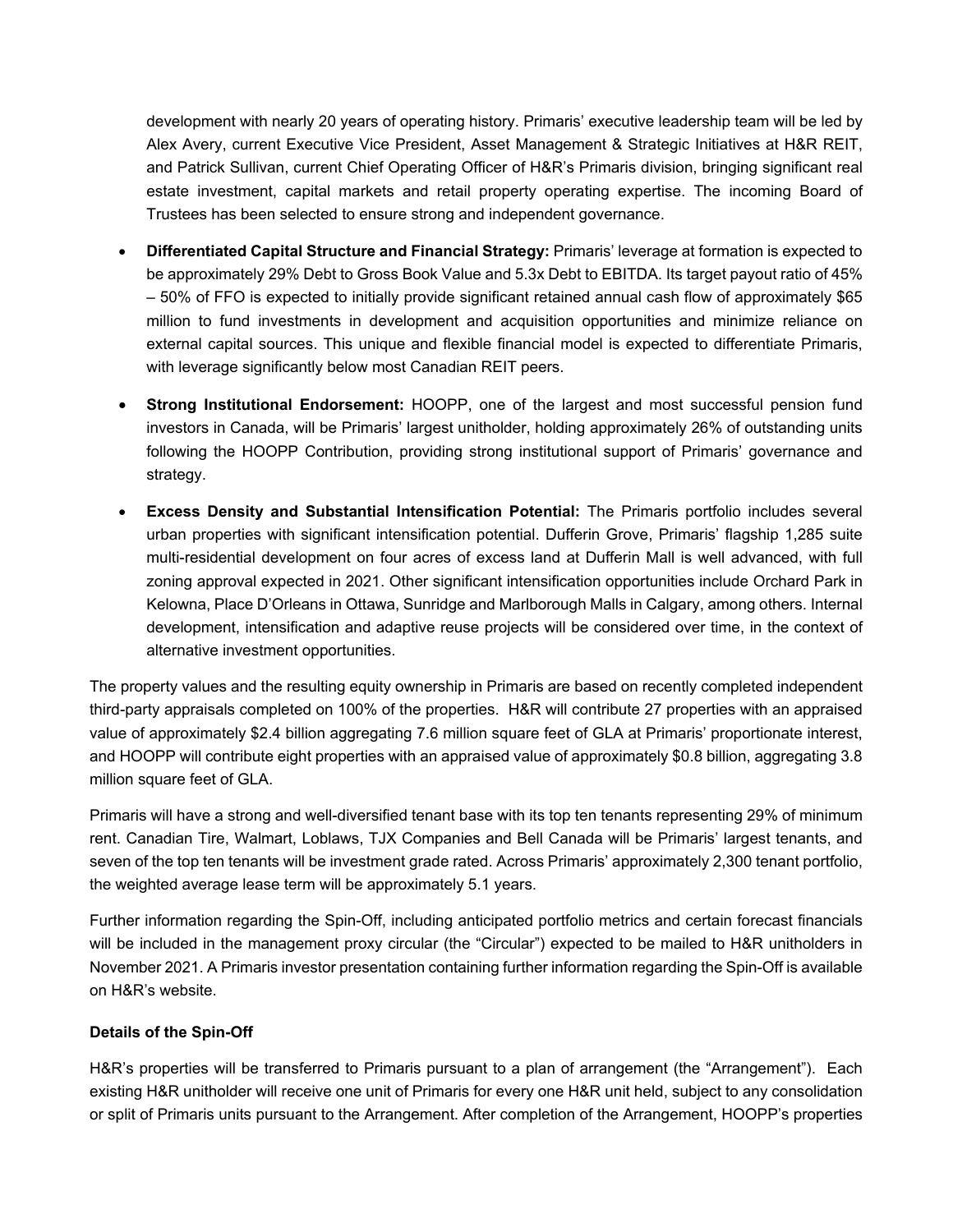development with nearly 20 years of operating history. Primaris' executive leadership team will be led by Alex Avery, current Executive Vice President, Asset Management & Strategic Initiatives at H&R REIT, and Patrick Sullivan, current Chief Operating Officer of H&R's Primaris division, bringing significant real estate investment, capital markets and retail property operating expertise. The incoming Board of Trustees has been selected to ensure strong and independent governance.

- **Differentiated Capital Structure and Financial Strategy:** Primaris' leverage at formation is expected to be approximately 29% Debt to Gross Book Value and 5.3x Debt to EBITDA. Its target payout ratio of 45% – 50% of FFO is expected to initially provide significant retained annual cash flow of approximately $65 million to fund investments in development and acquisition opportunities and minimize reliance on external capital sources. This unique and flexible financial model is expected to differentiate Primaris, with leverage significantly below most Canadian REIT peers.

- **Strong Institutional Endorsement:** HOOPP, one of the largest and most successful pension fund investors in Canada, will be Primaris' largest unitholder, holding approximately 26% of outstanding units following the HOOPP Contribution, providing strong institutional support of Primaris' governance and strategy.

- **Excess Density and Substantial Intensification Potential:** The Primaris portfolio includes several urban properties with significant intensification potential. Dufferin Grove, Primaris' flagship 1,285 suite multi-residential development on four acres of excess land at Dufferin Mall is well advanced, with full zoning approval expected in 2021. Other significant intensification opportunities include Orchard Park in Kelowna, Place D'Orleans in Ottawa, Sunridge and Marlborough Malls in Calgary, among others. Internal development, intensification and adaptive reuse projects will be considered over time, in the context of alternative investment opportunities.

The property values and the resulting equity ownership in Primaris are based on recently completed independent third-party appraisals completed on 100% of the properties. H&R will contribute 27 properties with an appraised value of approximately $2.4 billion aggregating 7.6 million square feet of GLA at Primaris' proportionate interest, and HOOPP will contribute eight properties with an appraised value of approximately $0.8 billion, aggregating 3.8 million square feet of GLA.

Primaris will have a strong and well-diversified tenant base with its top ten tenants representing 29% of minimum rent. Canadian Tire, Walmart, Loblaws, TJX Companies and Bell Canada will be Primaris' largest tenants, and seven of the top ten tenants will be investment grade rated. Across Primaris' approximately 2,300 tenant portfolio, the weighted average lease term will be approximately 5.1 years.

Further information regarding the Spin-Off, including anticipated portfolio metrics and certain forecast financials will be included in the management proxy circular (the "Circular") expected to be mailed to H&R unitholders in November 2021. A Primaris investor presentation containing further information regarding the Spin-Off is available on H&R's website.

**Details of the Spin-Off**

H&R's properties will be transferred to Primaris pursuant to a plan of arrangement (the "Arrangement"). Each existing H&R unitholder will receive one unit of Primaris for every one H&R unit held, subject to any consolidation or split of Primaris units pursuant to the Arrangement. After completion of the Arrangement, HOOPP's properties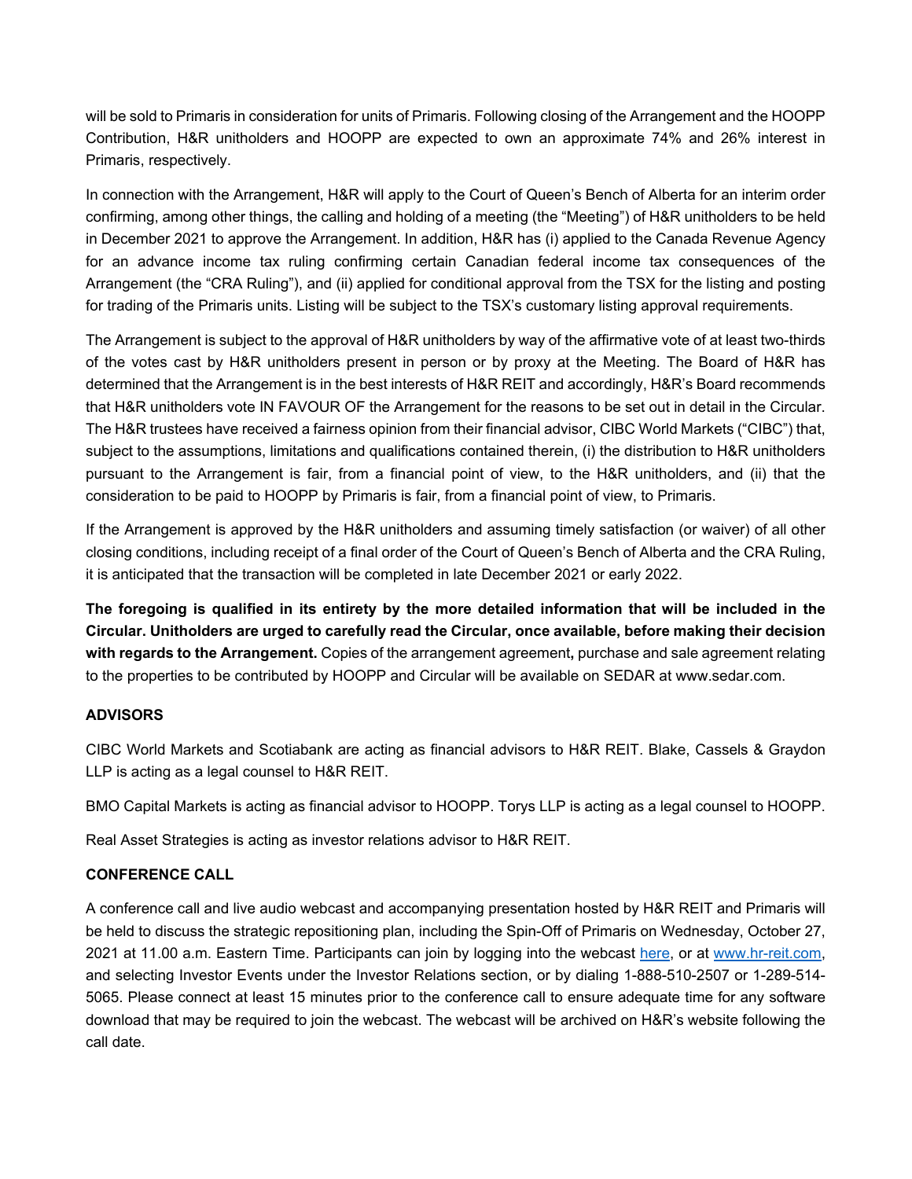will be sold to Primaris in consideration for units of Primaris. Following closing of the Arrangement and the HOOPP Contribution, H&R unitholders and HOOPP are expected to own an approximate 74% and 26% interest in Primaris, respectively.

In connection with the Arrangement, H&R will apply to the Court of Queen's Bench of Alberta for an interim order confirming, among other things, the calling and holding of a meeting (the "Meeting") of H&R unitholders to be held in December 2021 to approve the Arrangement. In addition, H&R has (i) applied to the Canada Revenue Agency for an advance income tax ruling confirming certain Canadian federal income tax consequences of the Arrangement (the "CRA Ruling"), and (ii) applied for conditional approval from the TSX for the listing and posting for trading of the Primaris units. Listing will be subject to the TSX's customary listing approval requirements.

The Arrangement is subject to the approval of H&R unitholders by way of the affirmative vote of at least two-thirds of the votes cast by H&R unitholders present in person or by proxy at the Meeting. The Board of H&R has determined that the Arrangement is in the best interests of H&R REIT and accordingly, H&R's Board recommends that H&R unitholders vote IN FAVOUR OF the Arrangement for the reasons to be set out in detail in the Circular. The H&R trustees have received a fairness opinion from their financial advisor, CIBC World Markets ("CIBC") that, subject to the assumptions, limitations and qualifications contained therein, (i) the distribution to H&R unitholders pursuant to the Arrangement is fair, from a financial point of view, to the H&R unitholders, and (ii) that the consideration to be paid to HOOPP by Primaris is fair, from a financial point of view, to Primaris.

If the Arrangement is approved by the H&R unitholders and assuming timely satisfaction (or waiver) of all other closing conditions, including receipt of a final order of the Court of Queen's Bench of Alberta and the CRA Ruling, it is anticipated that the transaction will be completed in late December 2021 or early 2022.

**The foregoing is qualified in its entirety by the more detailed information that will be included in the Circular. Unitholders are urged to carefully read the Circular, once available, before making their decision with regards to the Arrangement.** Copies of the arrangement agreement**,** purchase and sale agreement relating to the properties to be contributed by HOOPP and Circular will be available on SEDAR at www.sedar.com.

**ADVISORS**

CIBC World Markets and Scotiabank are acting as financial advisors to H&R REIT. Blake, Cassels & Graydon LLP is acting as a legal counsel to H&R REIT.

BMO Capital Markets is acting as financial advisor to HOOPP. Torys LLP is acting as a legal counsel to HOOPP.

Real Asset Strategies is acting as investor relations advisor to H&R REIT.

**CONFERENCE CALL**

A conference call and live audio webcast and accompanying presentation hosted by H&R REIT and Primaris will be held to discuss the strategic repositioning plan, including the Spin-Off of Primaris on Wednesday, October 27, 2021 at 11.00 a.m. Eastern Time. Participants can join by logging into the webcast here, or at www.hr-reit.com, and selecting Investor Events under the Investor Relations section, or by dialing 1-888-510-2507 or 1-289-514-5065. Please connect at least 15 minutes prior to the conference call to ensure adequate time for any software download that may be required to join the webcast. The webcast will be archived on H&R's website following the call date.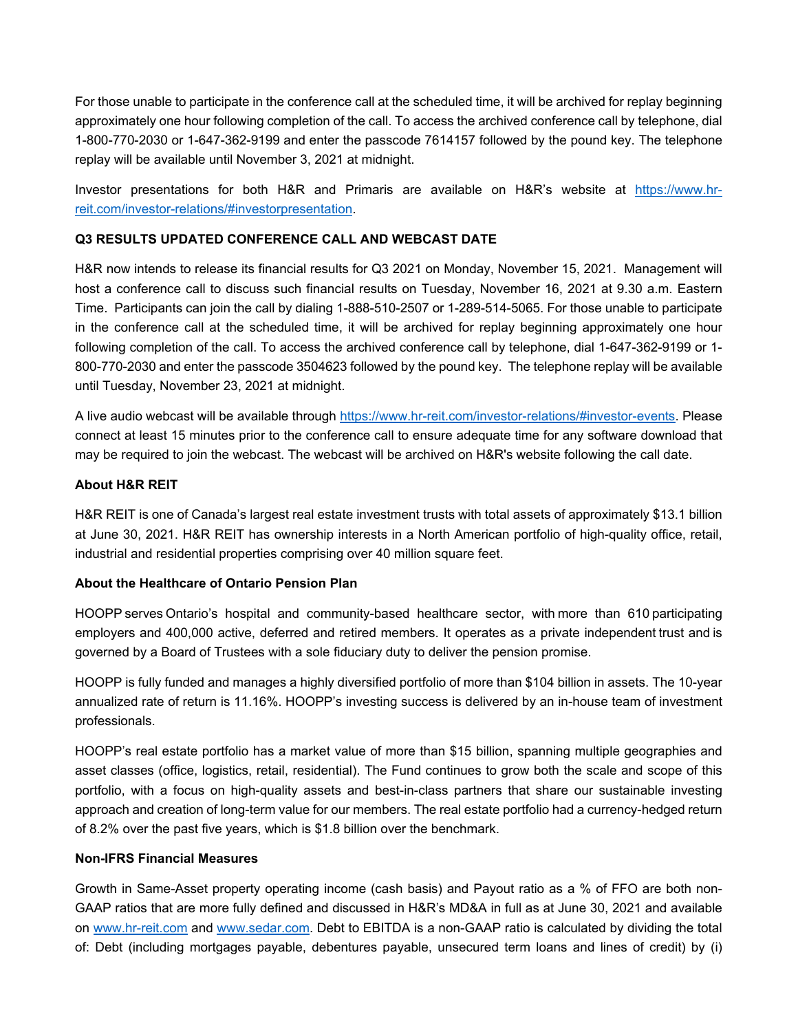For those unable to participate in the conference call at the scheduled time, it will be archived for replay beginning approximately one hour following completion of the call. To access the archived conference call by telephone, dial 1-800-770-2030 or 1-647-362-9199 and enter the passcode 7614157 followed by the pound key. The telephone replay will be available until November 3, 2021 at midnight.

Investor presentations for both H&R and Primaris are available on H&R's website at [https://www.hr-reit.com/investor-relations/#investorpresentation](https://www.hr-reit.com/investor-relations/#investorpresentation).

**Q3 RESULTS UPDATED CONFERENCE CALL AND WEBCAST DATE**

H&R now intends to release its financial results for Q3 2021 on Monday, November 15, 2021. Management will host a conference call to discuss such financial results on Tuesday, November 16, 2021 at 9.30 a.m. Eastern Time. Participants can join the call by dialing 1-888-510-2507 or 1-289-514-5065. For those unable to participate in the conference call at the scheduled time, it will be archived for replay beginning approximately one hour following completion of the call. To access the archived conference call by telephone, dial 1-647-362-9199 or 1-800-770-2030 and enter the passcode 3504623 followed by the pound key. The telephone replay will be available until Tuesday, November 23, 2021 at midnight.

A live audio webcast will be available through [https://www.hr-reit.com/investor-relations/#investor-events](https://www.hr-reit.com/investor-relations/#investor-events). Please connect at least 15 minutes prior to the conference call to ensure adequate time for any software download that may be required to join the webcast. The webcast will be archived on H&R's website following the call date.

**About H&R REIT**

H&R REIT is one of Canada's largest real estate investment trusts with total assets of approximately $13.1 billion at June 30, 2021. H&R REIT has ownership interests in a North American portfolio of high-quality office, retail, industrial and residential properties comprising over 40 million square feet.

**About the Healthcare of Ontario Pension Plan**

HOOPP serves Ontario's hospital and community-based healthcare sector, with more than 610 participating employers and 400,000 active, deferred and retired members. It operates as a private independent trust and is governed by a Board of Trustees with a sole fiduciary duty to deliver the pension promise.

HOOPP is fully funded and manages a highly diversified portfolio of more than $104 billion in assets. The 10-year annualized rate of return is 11.16%. HOOPP's investing success is delivered by an in-house team of investment professionals.

HOOPP's real estate portfolio has a market value of more than $15 billion, spanning multiple geographies and asset classes (office, logistics, retail, residential). The Fund continues to grow both the scale and scope of this portfolio, with a focus on high-quality assets and best-in-class partners that share our sustainable investing approach and creation of long-term value for our members. The real estate portfolio had a currency-hedged return of 8.2% over the past five years, which is $1.8 billion over the benchmark.

**Non-IFRS Financial Measures**

Growth in Same-Asset property operating income (cash basis) and Payout ratio as a % of FFO are both non-GAAP ratios that are more fully defined and discussed in H&R's MD&A in full as at June 30, 2021 and available on [www.hr-reit.com](http://www.hr-reit.com) and [www.sedar.com](http://www.sedar.com). Debt to EBITDA is a non-GAAP ratio is calculated by dividing the total of: Debt (including mortgages payable, debentures payable, unsecured term loans and lines of credit) by (i)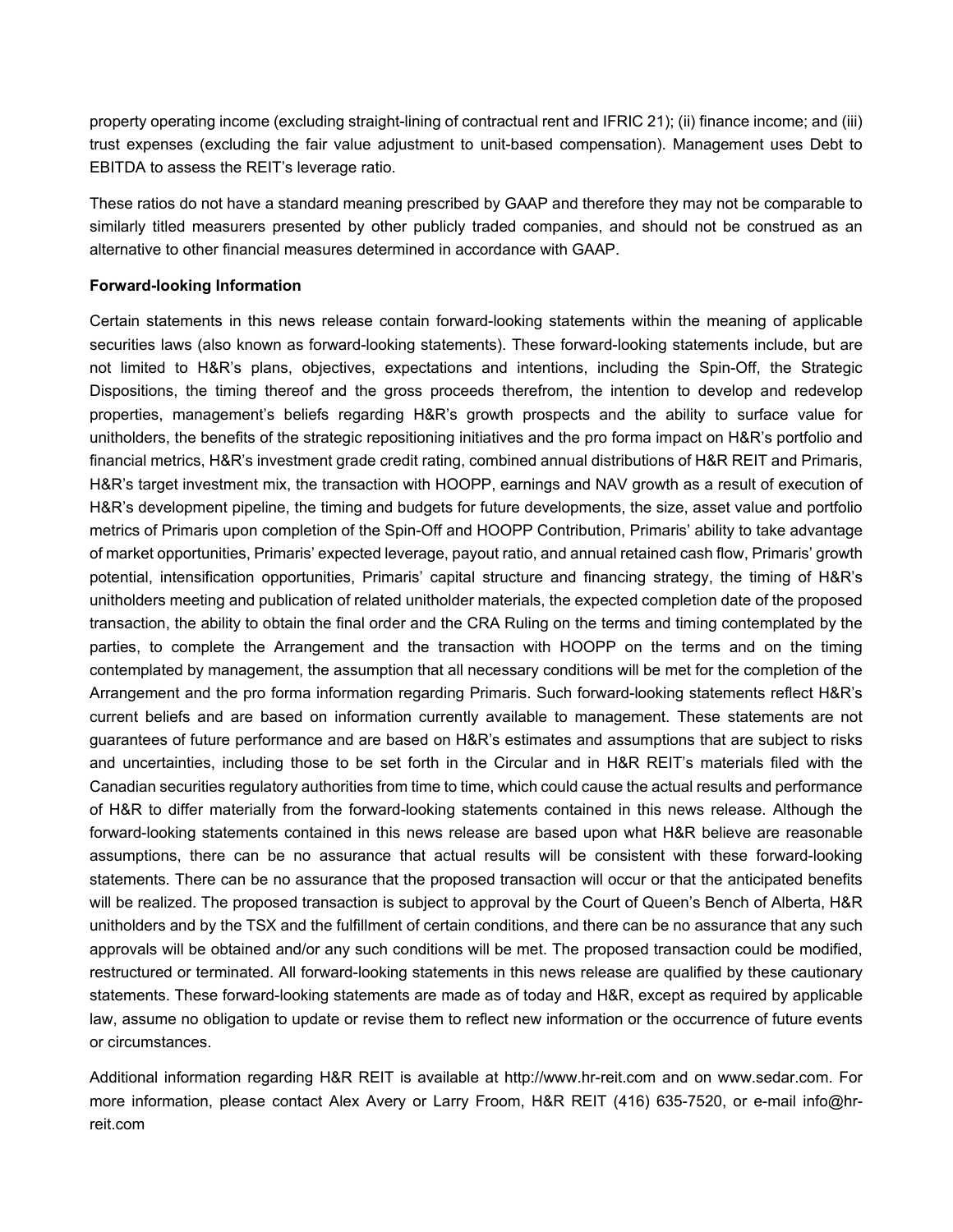property operating income (excluding straight-lining of contractual rent and IFRIC 21); (ii) finance income; and (iii) trust expenses (excluding the fair value adjustment to unit-based compensation). Management uses Debt to EBITDA to assess the REIT's leverage ratio.

These ratios do not have a standard meaning prescribed by GAAP and therefore they may not be comparable to similarly titled measurers presented by other publicly traded companies, and should not be construed as an alternative to other financial measures determined in accordance with GAAP.

**Forward-looking Information**

Certain statements in this news release contain forward-looking statements within the meaning of applicable securities laws (also known as forward-looking statements). These forward-looking statements include, but are not limited to H&R's plans, objectives, expectations and intentions, including the Spin-Off, the Strategic Dispositions, the timing thereof and the gross proceeds therefrom, the intention to develop and redevelop properties, management's beliefs regarding H&R's growth prospects and the ability to surface value for unitholders, the benefits of the strategic repositioning initiatives and the pro forma impact on H&R's portfolio and financial metrics, H&R's investment grade credit rating, combined annual distributions of H&R REIT and Primaris, H&R's target investment mix, the transaction with HOOPP, earnings and NAV growth as a result of execution of H&R's development pipeline, the timing and budgets for future developments, the size, asset value and portfolio metrics of Primaris upon completion of the Spin-Off and HOOPP Contribution, Primaris' ability to take advantage of market opportunities, Primaris' expected leverage, payout ratio, and annual retained cash flow, Primaris' growth potential, intensification opportunities, Primaris' capital structure and financing strategy, the timing of H&R's unitholders meeting and publication of related unitholder materials, the expected completion date of the proposed transaction, the ability to obtain the final order and the CRA Ruling on the terms and timing contemplated by the parties, to complete the Arrangement and the transaction with HOOPP on the terms and on the timing contemplated by management, the assumption that all necessary conditions will be met for the completion of the Arrangement and the pro forma information regarding Primaris. Such forward-looking statements reflect H&R's current beliefs and are based on information currently available to management. These statements are not guarantees of future performance and are based on H&R's estimates and assumptions that are subject to risks and uncertainties, including those to be set forth in the Circular and in H&R REIT's materials filed with the Canadian securities regulatory authorities from time to time, which could cause the actual results and performance of H&R to differ materially from the forward-looking statements contained in this news release. Although the forward-looking statements contained in this news release are based upon what H&R believe are reasonable assumptions, there can be no assurance that actual results will be consistent with these forward-looking statements. There can be no assurance that the proposed transaction will occur or that the anticipated benefits will be realized. The proposed transaction is subject to approval by the Court of Queen's Bench of Alberta, H&R unitholders and by the TSX and the fulfillment of certain conditions, and there can be no assurance that any such approvals will be obtained and/or any such conditions will be met. The proposed transaction could be modified, restructured or terminated. All forward-looking statements in this news release are qualified by these cautionary statements. These forward-looking statements are made as of today and H&R, except as required by applicable law, assume no obligation to update or revise them to reflect new information or the occurrence of future events or circumstances.

Additional information regarding H&R REIT is available at http://www.hr-reit.com and on www.sedar.com. For more information, please contact Alex Avery or Larry Froom, H&R REIT (416) 635-7520, or e-mail info@hr-reit.com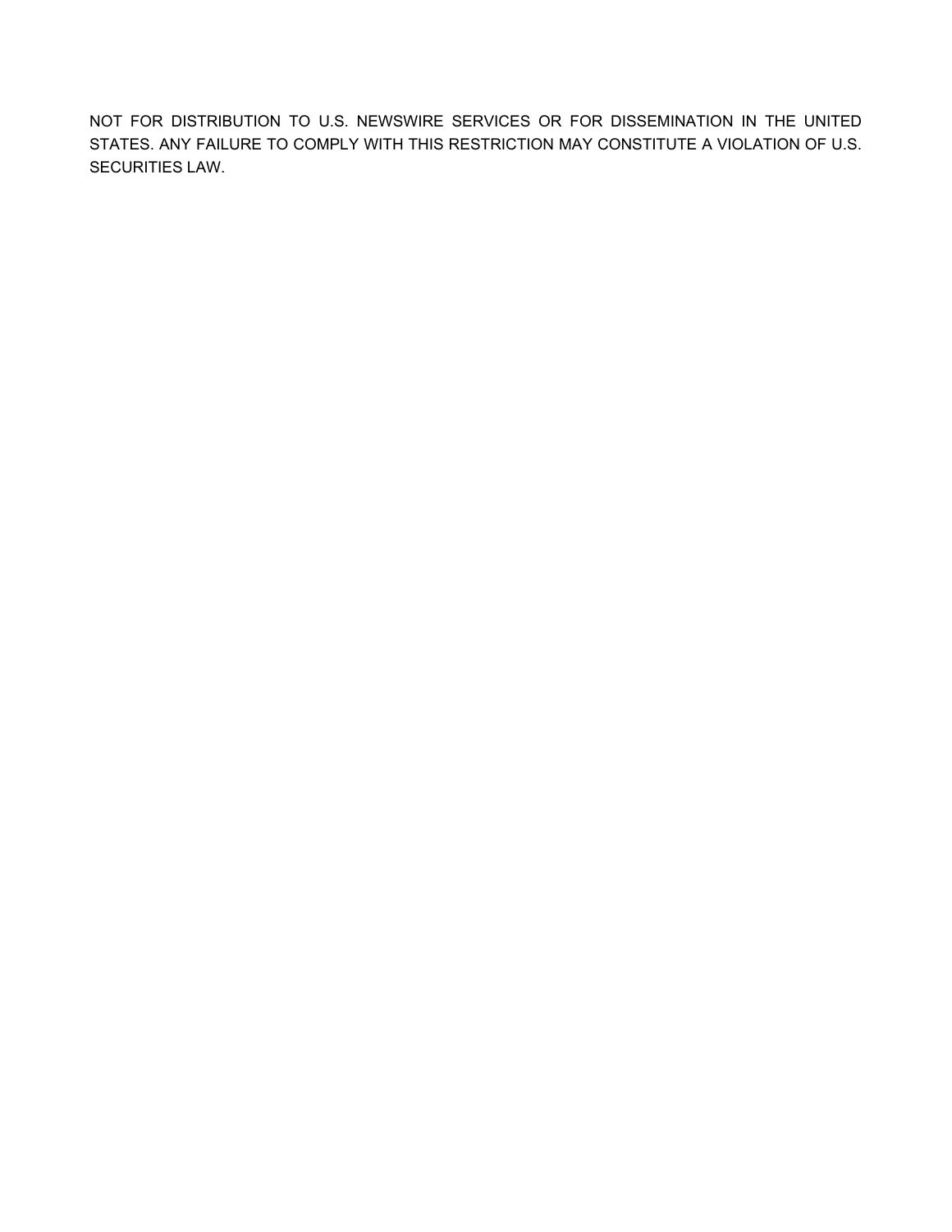NOT FOR DISTRIBUTION TO U.S. NEWSWIRE SERVICES OR FOR DISSEMINATION IN THE UNITED STATES. ANY FAILURE TO COMPLY WITH THIS RESTRICTION MAY CONSTITUTE A VIOLATION OF U.S. SECURITIES LAW.